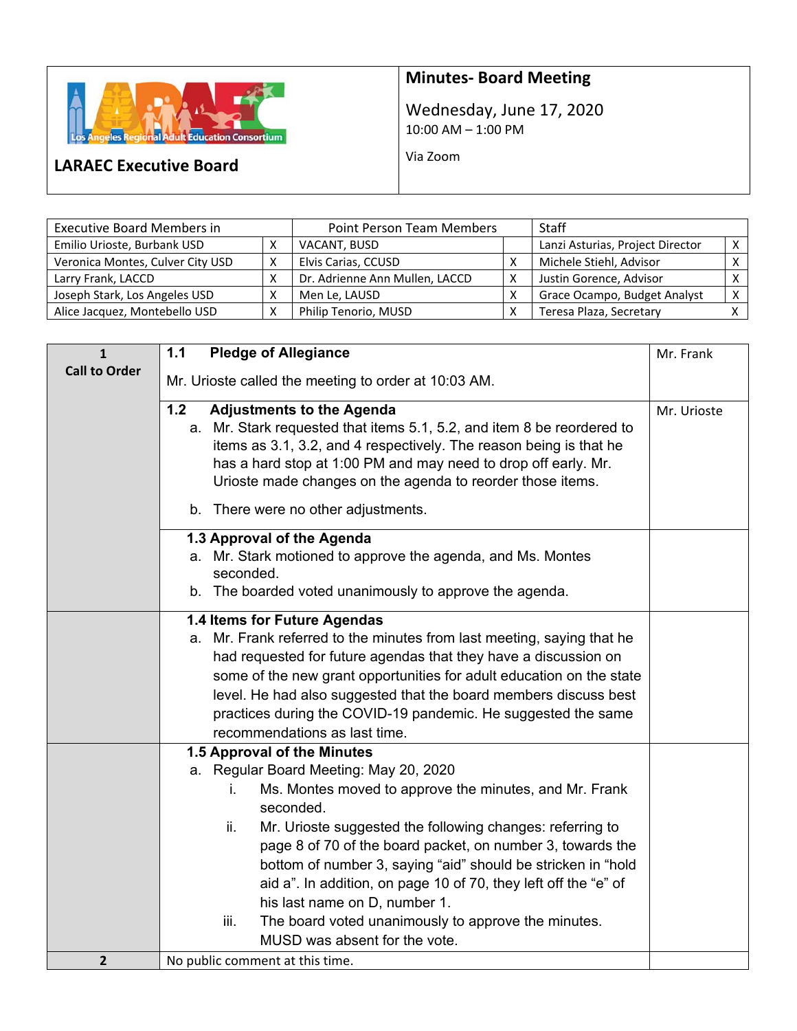**LARAEC Executive Board**

## Minutes- Board Meeting

Wednesday, June 17, 2020
10:00 AM – 1:00 PM

Via Zoom

| Executive Board Members in | | Point Person Team Members | | Staff | |
|---|---|---|---|---|---|
| Emilio Urioste, Burbank USD | X | VACANT, BUSD | | Lanzi Asturias, Project Director | X |
| Veronica Montes, Culver City USD | X | Elvis Carias, CCUSD | X | Michele Stiehl, Advisor | X |
| Larry Frank, LACCD | X | Dr. Adrienne Ann Mullen, LACCD | X | Justin Gorence, Advisor | X |
| Joseph Stark, Los Angeles USD | X | Men Le, LAUSD | X | Grace Ocampo, Budget Analyst | X |
| Alice Jacquez, Montebello USD | X | Philip Tenorio, MUSD | X | Teresa Plaza, Secretary | X |

| | | |
|---|---|---|
| **1 Call to Order** | **1.1 Pledge of Allegiance**<br><br>Mr. Urioste called the meeting to order at 10:03 AM. | Mr. Frank |
| | **1.2 Adjustments to the Agenda**<br>a. Mr. Stark requested that items 5.1, 5.2, and item 8 be reordered to items as 3.1, 3.2, and 4 respectively. The reason being is that he has a hard stop at 1:00 PM and may need to drop off early. Mr. Urioste made changes on the agenda to reorder those items.<br>b. There were no other adjustments. | Mr. Urioste |
| | **1.3 Approval of the Agenda**<br>a. Mr. Stark motioned to approve the agenda, and Ms. Montes seconded.<br>b. The boarded voted unanimously to approve the agenda. | |
| | **1.4 Items for Future Agendas**<br>a. Mr. Frank referred to the minutes from last meeting, saying that he had requested for future agendas that they have a discussion on some of the new grant opportunities for adult education on the state level. He had also suggested that the board members discuss best practices during the COVID-19 pandemic. He suggested the same recommendations as last time. | |
| | **1.5 Approval of the Minutes**<br>a. Regular Board Meeting: May 20, 2020<br>i. Ms. Montes moved to approve the minutes, and Mr. Frank seconded.<br>ii. Mr. Urioste suggested the following changes: referring to page 8 of 70 of the board packet, on number 3, towards the bottom of number 3, saying "aid" should be stricken in "hold aid a". In addition, on page 10 of 70, they left off the "e" of his last name on D, number 1.<br>iii. The board voted unanimously to approve the minutes. MUSD was absent for the vote. | |
| **2** | No public comment at this time. | |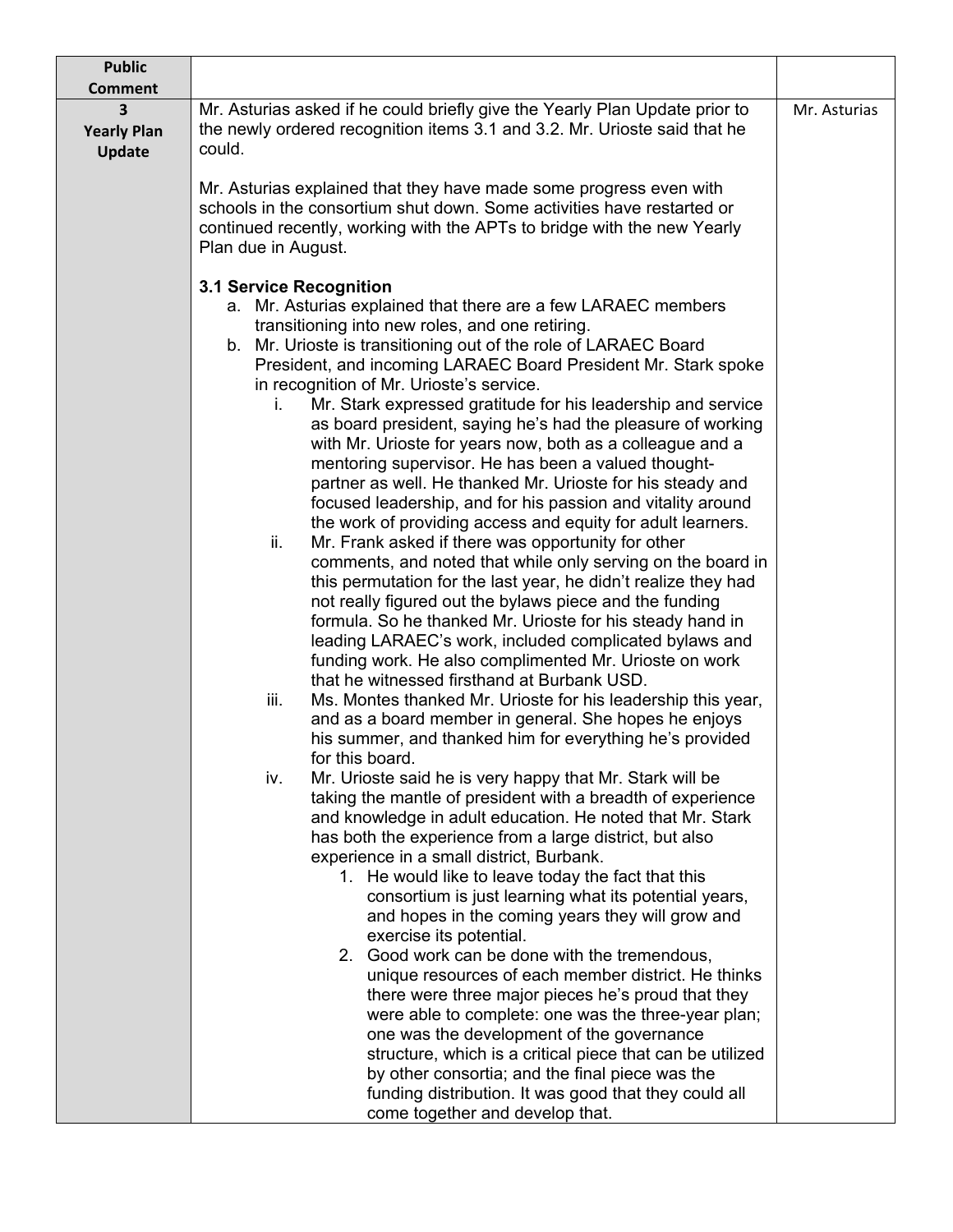| Public Comment | | |
|---|---|---|
| 3<br>Yearly Plan Update | Mr. Asturias asked if he could briefly give the Yearly Plan Update prior to the newly ordered recognition items 3.1 and 3.2. Mr. Urioste said that he could.<br><br>Mr. Asturias explained that they have made some progress even with schools in the consortium shut down. Some activities have restarted or continued recently, working with the APTs to bridge with the new Yearly Plan due in August.<br><br>**3.1 Service Recognition**<br>a. Mr. Asturias explained that there are a few LARAEC members transitioning into new roles, and one retiring.<br>b. Mr. Urioste is transitioning out of the role of LARAEC Board President, and incoming LARAEC Board President Mr. Stark spoke in recognition of Mr. Urioste's service.<br>i. Mr. Stark expressed gratitude for his leadership and service as board president, saying he's had the pleasure of working with Mr. Urioste for years now, both as a colleague and a mentoring supervisor. He has been a valued thought-partner as well. He thanked Mr. Urioste for his steady and focused leadership, and for his passion and vitality around the work of providing access and equity for adult learners.<br>ii. Mr. Frank asked if there was opportunity for other comments, and noted that while only serving on the board in this permutation for the last year, he didn't realize they had not really figured out the bylaws piece and the funding formula. So he thanked Mr. Urioste for his steady hand in leading LARAEC's work, included complicated bylaws and funding work. He also complimented Mr. Urioste on work that he witnessed firsthand at Burbank USD.<br>iii. Ms. Montes thanked Mr. Urioste for his leadership this year, and as a board member in general. She hopes he enjoys his summer, and thanked him for everything he's provided for this board.<br>iv. Mr. Urioste said he is very happy that Mr. Stark will be taking the mantle of president with a breadth of experience and knowledge in adult education. He noted that Mr. Stark has both the experience from a large district, but also experience in a small district, Burbank.<br>1. He would like to leave today the fact that this consortium is just learning what its potential years, and hopes in the coming years they will grow and exercise its potential.<br>2. Good work can be done with the tremendous, unique resources of each member district. He thinks there were three major pieces he's proud that they were able to complete: one was the three-year plan; one was the development of the governance structure, which is a critical piece that can be utilized by other consortia; and the final piece was the funding distribution. It was good that they could all come together and develop that. | Mr. Asturias |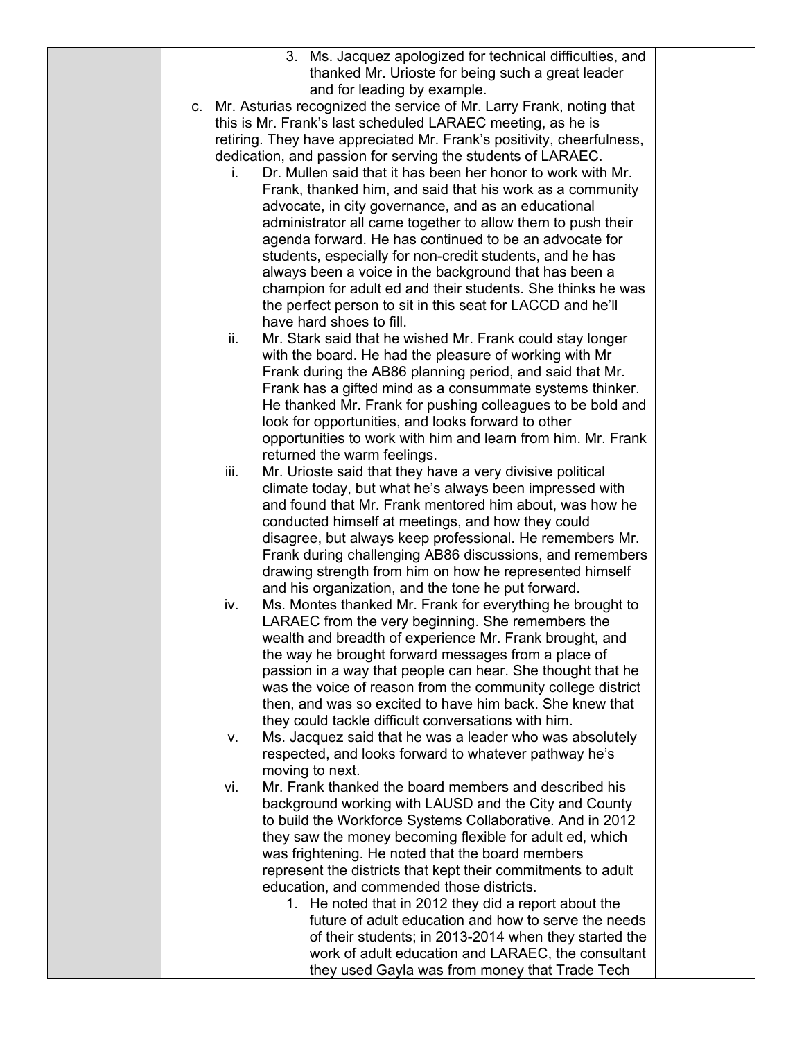3. Ms. Jacquez apologized for technical difficulties, and thanked Mr. Urioste for being such a great leader and for leading by example.

c. Mr. Asturias recognized the service of Mr. Larry Frank, noting that this is Mr. Frank's last scheduled LARAEC meeting, as he is retiring. They have appreciated Mr. Frank's positivity, cheerfulness, dedication, and passion for serving the students of LARAEC.

   i. Dr. Mullen said that it has been her honor to work with Mr. Frank, thanked him, and said that his work as a community advocate, in city governance, and as an educational administrator all came together to allow them to push their agenda forward. He has continued to be an advocate for students, especially for non-credit students, and he has always been a voice in the background that has been a champion for adult ed and their students. She thinks he was the perfect person to sit in this seat for LACCD and he'll have hard shoes to fill.

   ii. Mr. Stark said that he wished Mr. Frank could stay longer with the board. He had the pleasure of working with Mr Frank during the AB86 planning period, and said that Mr. Frank has a gifted mind as a consummate systems thinker. He thanked Mr. Frank for pushing colleagues to be bold and look for opportunities, and looks forward to other opportunities to work with him and learn from him. Mr. Frank returned the warm feelings.

   iii. Mr. Urioste said that they have a very divisive political climate today, but what he's always been impressed with and found that Mr. Frank mentored him about, was how he conducted himself at meetings, and how they could disagree, but always keep professional. He remembers Mr. Frank during challenging AB86 discussions, and remembers drawing strength from him on how he represented himself and his organization, and the tone he put forward.

   iv. Ms. Montes thanked Mr. Frank for everything he brought to LARAEC from the very beginning. She remembers the wealth and breadth of experience Mr. Frank brought, and the way he brought forward messages from a place of passion in a way that people can hear. She thought that he was the voice of reason from the community college district then, and was so excited to have him back. She knew that they could tackle difficult conversations with him.

   v. Ms. Jacquez said that he was a leader who was absolutely respected, and looks forward to whatever pathway he's moving to next.

   vi. Mr. Frank thanked the board members and described his background working with LAUSD and the City and County to build the Workforce Systems Collaborative. And in 2012 they saw the money becoming flexible for adult ed, which was frightening. He noted that the board members represent the districts that kept their commitments to adult education, and commended those districts.

      1. He noted that in 2012 they did a report about the future of adult education and how to serve the needs of their students; in 2013-2014 when they started the work of adult education and LARAEC, the consultant they used Gayla was from money that Trade Tech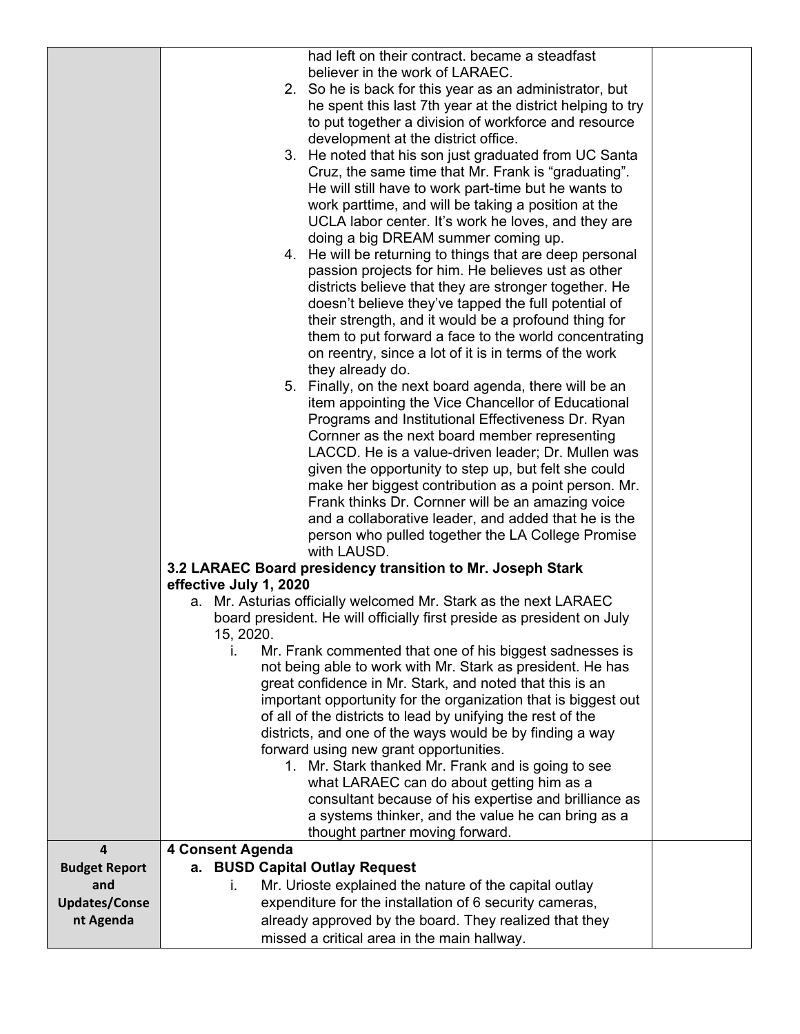| | | |
|---|---|---|
| | had left on their contract. became a steadfast believer in the work of LARAEC.<br>2. So he is back for this year as an administrator, but he spent this last 7th year at the district helping to try to put together a division of workforce and resource development at the district office.<br>3. He noted that his son just graduated from UC Santa Cruz, the same time that Mr. Frank is "graduating". He will still have to work part-time but he wants to work parttime, and will be taking a position at the UCLA labor center. It's work he loves, and they are doing a big DREAM summer coming up.<br>4. He will be returning to things that are deep personal passion projects for him. He believes ust as other districts believe that they are stronger together. He doesn't believe they've tapped the full potential of their strength, and it would be a profound thing for them to put forward a face to the world concentrating on reentry, since a lot of it is in terms of the work they already do.<br>5. Finally, on the next board agenda, there will be an item appointing the Vice Chancellor of Educational Programs and Institutional Effectiveness Dr. Ryan Cornner as the next board member representing LACCD. He is a value-driven leader; Dr. Mullen was given the opportunity to step up, but felt she could make her biggest contribution as a point person. Mr. Frank thinks Dr. Cornner will be an amazing voice and a collaborative leader, and added that he is the person who pulled together the LA College Promise with LAUSD.<br>**3.2 LARAEC Board presidency transition to Mr. Joseph Stark effective July 1, 2020**<br>a. Mr. Asturias officially welcomed Mr. Stark as the next LARAEC board president. He will officially first preside as president on July 15, 2020.<br>i. Mr. Frank commented that one of his biggest sadnesses is not being able to work with Mr. Stark as president. He has great confidence in Mr. Stark, and noted that this is an important opportunity for the organization that is biggest out of all of the districts to lead by unifying the rest of the districts, and one of the ways would be by finding a way forward using new grant opportunities.<br>1. Mr. Stark thanked Mr. Frank and is going to see what LARAEC can do about getting him as a consultant because of his expertise and brilliance as a systems thinker, and the value he can bring as a thought partner moving forward. | |
| **4 Budget Report and Updates/Consent Agenda** | **4 Consent Agenda**<br>**a. BUSD Capital Outlay Request**<br>i. Mr. Urioste explained the nature of the capital outlay expenditure for the installation of 6 security cameras, already approved by the board. They realized that they missed a critical area in the main hallway. | |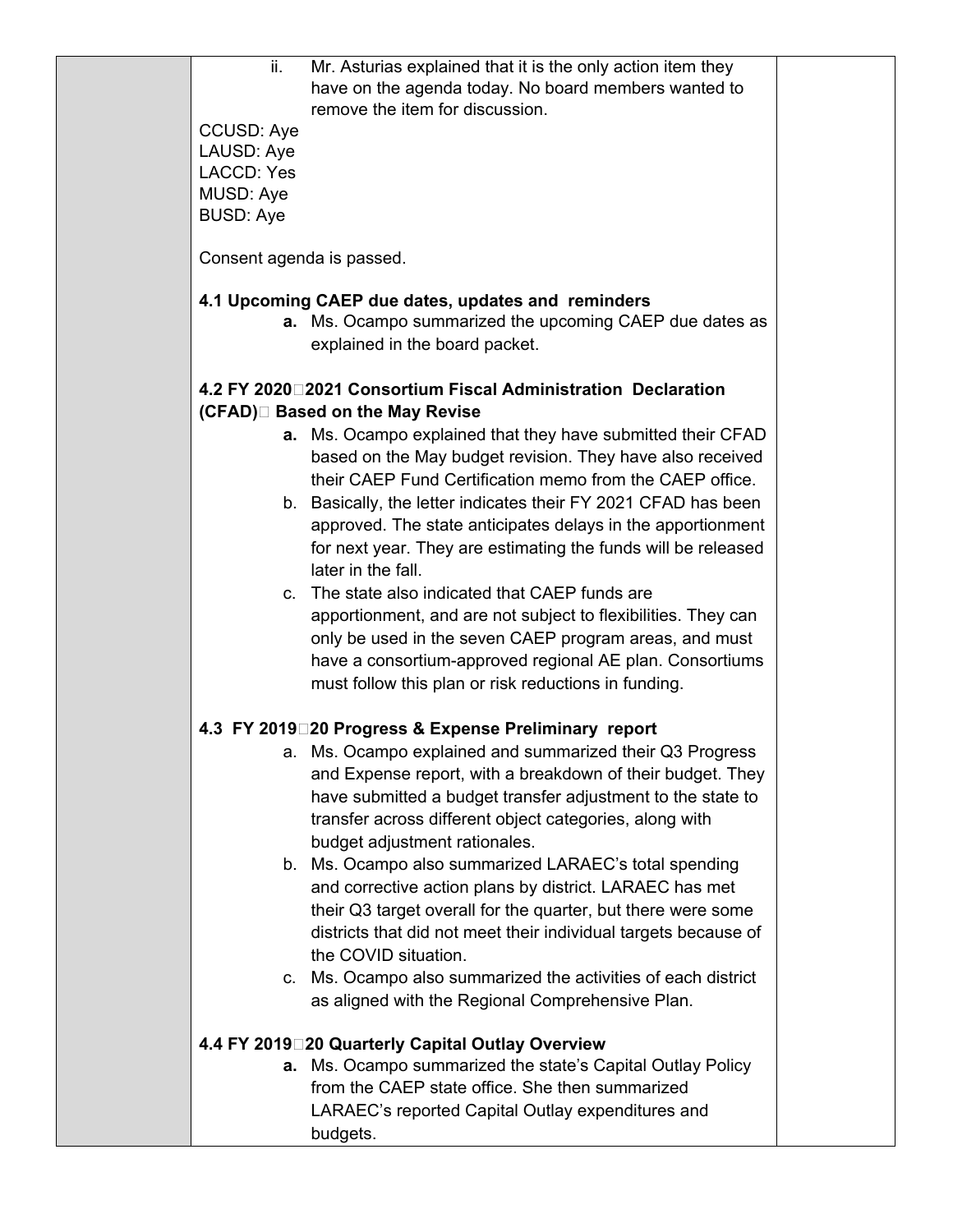ii. Mr. Asturias explained that it is the only action item they have on the agenda today. No board members wanted to remove the item for discussion.

CCUSD: Aye
LAUSD: Aye
LACCD: Yes
MUSD: Aye
BUSD: Aye

Consent agenda is passed.

**4.1 Upcoming CAEP due dates, updates and reminders**

**a.** Ms. Ocampo summarized the upcoming CAEP due dates as explained in the board packet.

**4.2 FY 2020-2021 Consortium Fiscal Administration Declaration (CFAD) Based on the May Revise**

**a.** Ms. Ocampo explained that they have submitted their CFAD based on the May budget revision. They have also received their CAEP Fund Certification memo from the CAEP office.

b. Basically, the letter indicates their FY 2021 CFAD has been approved. The state anticipates delays in the apportionment for next year. They are estimating the funds will be released later in the fall.

c. The state also indicated that CAEP funds are apportionment, and are not subject to flexibilities. They can only be used in the seven CAEP program areas, and must have a consortium-approved regional AE plan. Consortiums must follow this plan or risk reductions in funding.

**4.3 FY 2019-20 Progress & Expense Preliminary report**

a. Ms. Ocampo explained and summarized their Q3 Progress and Expense report, with a breakdown of their budget. They have submitted a budget transfer adjustment to the state to transfer across different object categories, along with budget adjustment rationales.

b. Ms. Ocampo also summarized LARAEC's total spending and corrective action plans by district. LARAEC has met their Q3 target overall for the quarter, but there were some districts that did not meet their individual targets because of the COVID situation.

c. Ms. Ocampo also summarized the activities of each district as aligned with the Regional Comprehensive Plan.

**4.4 FY 2019-20 Quarterly Capital Outlay Overview**

**a.** Ms. Ocampo summarized the state's Capital Outlay Policy from the CAEP state office. She then summarized LARAEC's reported Capital Outlay expenditures and budgets.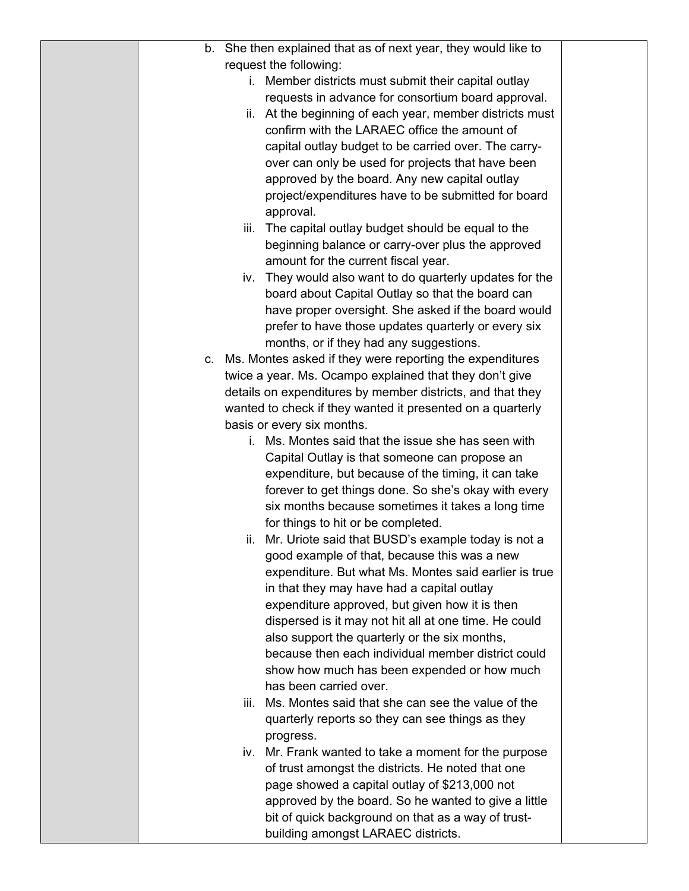b. She then explained that as of next year, they would like to request the following:

   i. Member districts must submit their capital outlay requests in advance for consortium board approval.
   
   ii. At the beginning of each year, member districts must confirm with the LARAEC office the amount of capital outlay budget to be carried over. The carry-over can only be used for projects that have been approved by the board. Any new capital outlay project/expenditures have to be submitted for board approval.
   
   iii. The capital outlay budget should be equal to the beginning balance or carry-over plus the approved amount for the current fiscal year.
   
   iv. They would also want to do quarterly updates for the board about Capital Outlay so that the board can have proper oversight. She asked if the board would prefer to have those updates quarterly or every six months, or if they had any suggestions.

c. Ms. Montes asked if they were reporting the expenditures twice a year. Ms. Ocampo explained that they don't give details on expenditures by member districts, and that they wanted to check if they wanted it presented on a quarterly basis or every six months.

   i. Ms. Montes said that the issue she has seen with Capital Outlay is that someone can propose an expenditure, but because of the timing, it can take forever to get things done. So she's okay with every six months because sometimes it takes a long time for things to hit or be completed.
   
   ii. Mr. Uriote said that BUSD's example today is not a good example of that, because this was a new expenditure. But what Ms. Montes said earlier is true in that they may have had a capital outlay expenditure approved, but given how it is then dispersed is it may not hit all at one time. He could also support the quarterly or the six months, because then each individual member district could show how much has been expended or how much has been carried over.
   
   iii. Ms. Montes said that she can see the value of the quarterly reports so they can see things as they progress.
   
   iv. Mr. Frank wanted to take a moment for the purpose of trust amongst the districts. He noted that one page showed a capital outlay of $213,000 not approved by the board. So he wanted to give a little bit of quick background on that as a way of trust-building amongst LARAEC districts.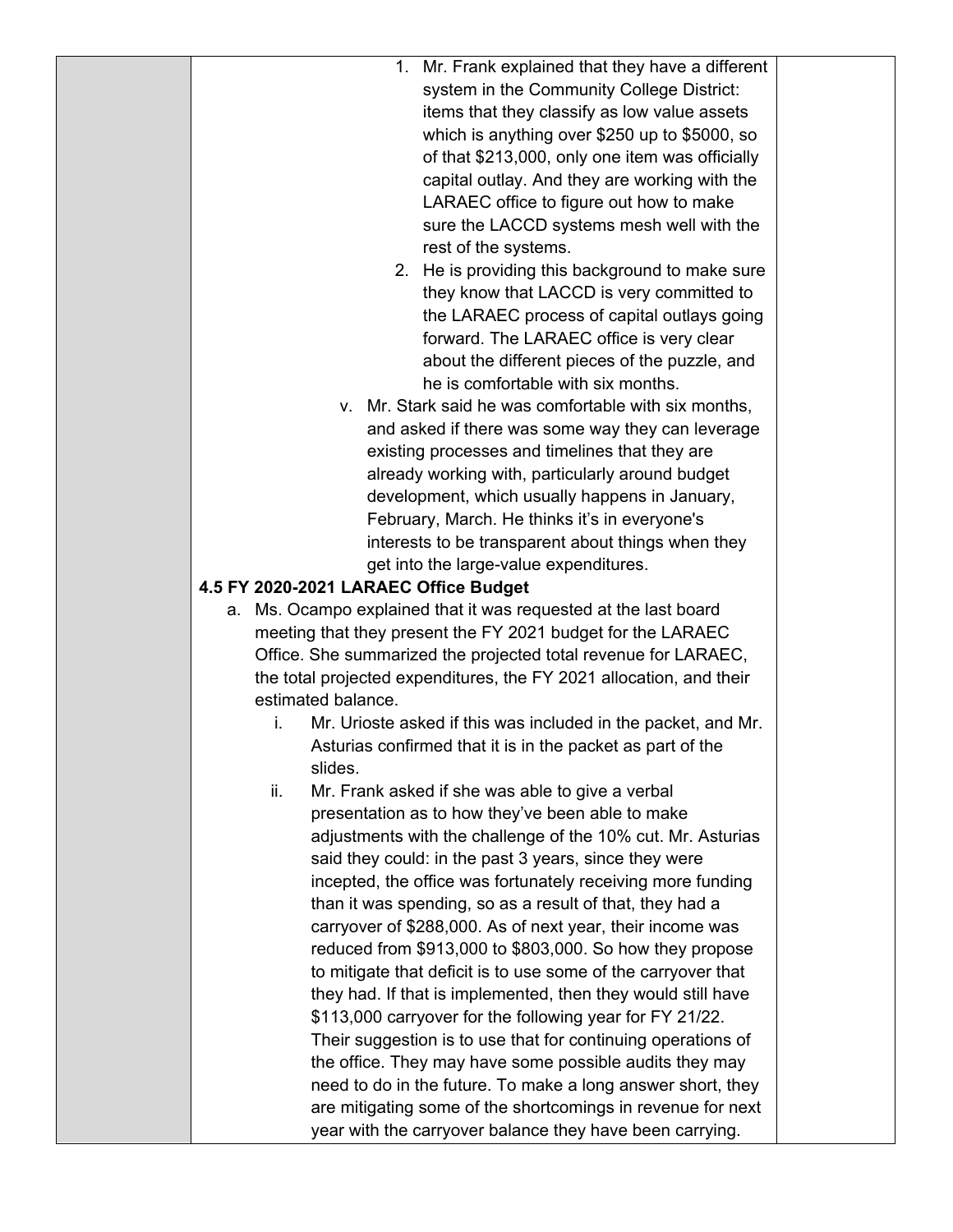1. Mr. Frank explained that they have a different system in the Community College District: items that they classify as low value assets which is anything over $250 up to $5000, so of that $213,000, only one item was officially capital outlay. And they are working with the LARAEC office to figure out how to make sure the LACCD systems mesh well with the rest of the systems.
2. He is providing this background to make sure they know that LACCD is very committed to the LARAEC process of capital outlays going forward. The LARAEC office is very clear about the different pieces of the puzzle, and he is comfortable with six months.

v. Mr. Stark said he was comfortable with six months, and asked if there was some way they can leverage existing processes and timelines that they are already working with, particularly around budget development, which usually happens in January, February, March. He thinks it's in everyone's interests to be transparent about things when they get into the large-value expenditures.

**4.5 FY 2020-2021 LARAEC Office Budget**

a. Ms. Ocampo explained that it was requested at the last board meeting that they present the FY 2021 budget for the LARAEC Office. She summarized the projected total revenue for LARAEC, the total projected expenditures, the FY 2021 allocation, and their estimated balance.

   i. Mr. Urioste asked if this was included in the packet, and Mr. Asturias confirmed that it is in the packet as part of the slides.

   ii. Mr. Frank asked if she was able to give a verbal presentation as to how they've been able to make adjustments with the challenge of the 10% cut. Mr. Asturias said they could: in the past 3 years, since they were incepted, the office was fortunately receiving more funding than it was spending, so as a result of that, they had a carryover of $288,000. As of next year, their income was reduced from $913,000 to $803,000. So how they propose to mitigate that deficit is to use some of the carryover that they had. If that is implemented, then they would still have $113,000 carryover for the following year for FY 21/22. Their suggestion is to use that for continuing operations of the office. They may have some possible audits they may need to do in the future. To make a long answer short, they are mitigating some of the shortcomings in revenue for next year with the carryover balance they have been carrying.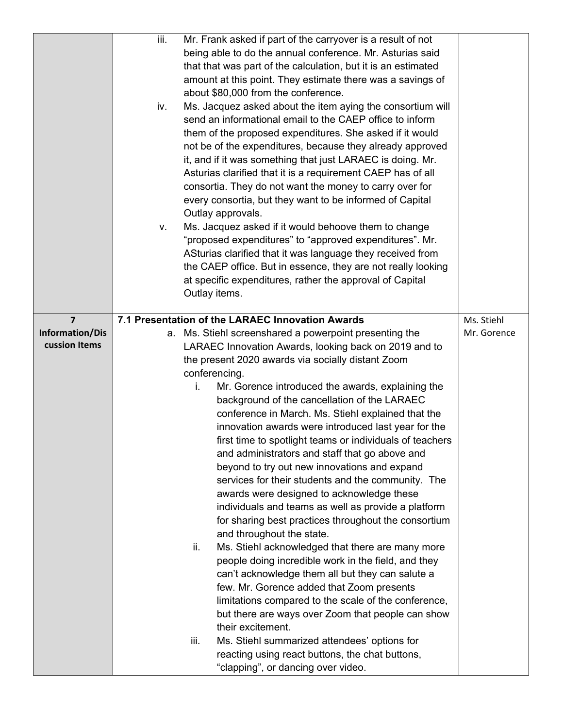| | | |
|---|---|---|
| | iii. Mr. Frank asked if part of the carryover is a result of not being able to do the annual conference. Mr. Asturias said that that was part of the calculation, but it is an estimated amount at this point. They estimate there was a savings of about $80,000 from the conference.<br>iv. Ms. Jacquez asked about the item aying the consortium will send an informational email to the CAEP office to inform them of the proposed expenditures. She asked if it would not be of the expenditures, because they already approved it, and if it was something that just LARAEC is doing. Mr. Asturias clarified that it is a requirement CAEP has of all consortia. They do not want the money to carry over for every consortia, but they want to be informed of Capital Outlay approvals.<br>v. Ms. Jacquez asked if it would behoove them to change "proposed expenditures" to "approved expenditures". Mr. ASturias clarified that it was language they received from the CAEP office. But in essence, they are not really looking at specific expenditures, rather the approval of Capital Outlay items. | |
| **7 Information/Discussion Items** | **7.1 Presentation of the LARAEC Innovation Awards**<br>a. Ms. Stiehl screenshared a powerpoint presenting the LARAEC Innovation Awards, looking back on 2019 and to the present 2020 awards via socially distant Zoom conferencing.<br>i. Mr. Gorence introduced the awards, explaining the background of the cancellation of the LARAEC conference in March. Ms. Stiehl explained that the innovation awards were introduced last year for the first time to spotlight teams or individuals of teachers and administrators and staff that go above and beyond to try out new innovations and expand services for their students and the community. The awards were designed to acknowledge these individuals and teams as well as provide a platform for sharing best practices throughout the consortium and throughout the state.<br>ii. Ms. Stiehl acknowledged that there are many more people doing incredible work in the field, and they can't acknowledge them all but they can salute a few. Mr. Gorence added that Zoom presents limitations compared to the scale of the conference, but there are ways over Zoom that people can show their excitement.<br>iii. Ms. Stiehl summarized attendees' options for reacting using react buttons, the chat buttons, "clapping", or dancing over video. | Ms. Stiehl<br>Mr. Gorence |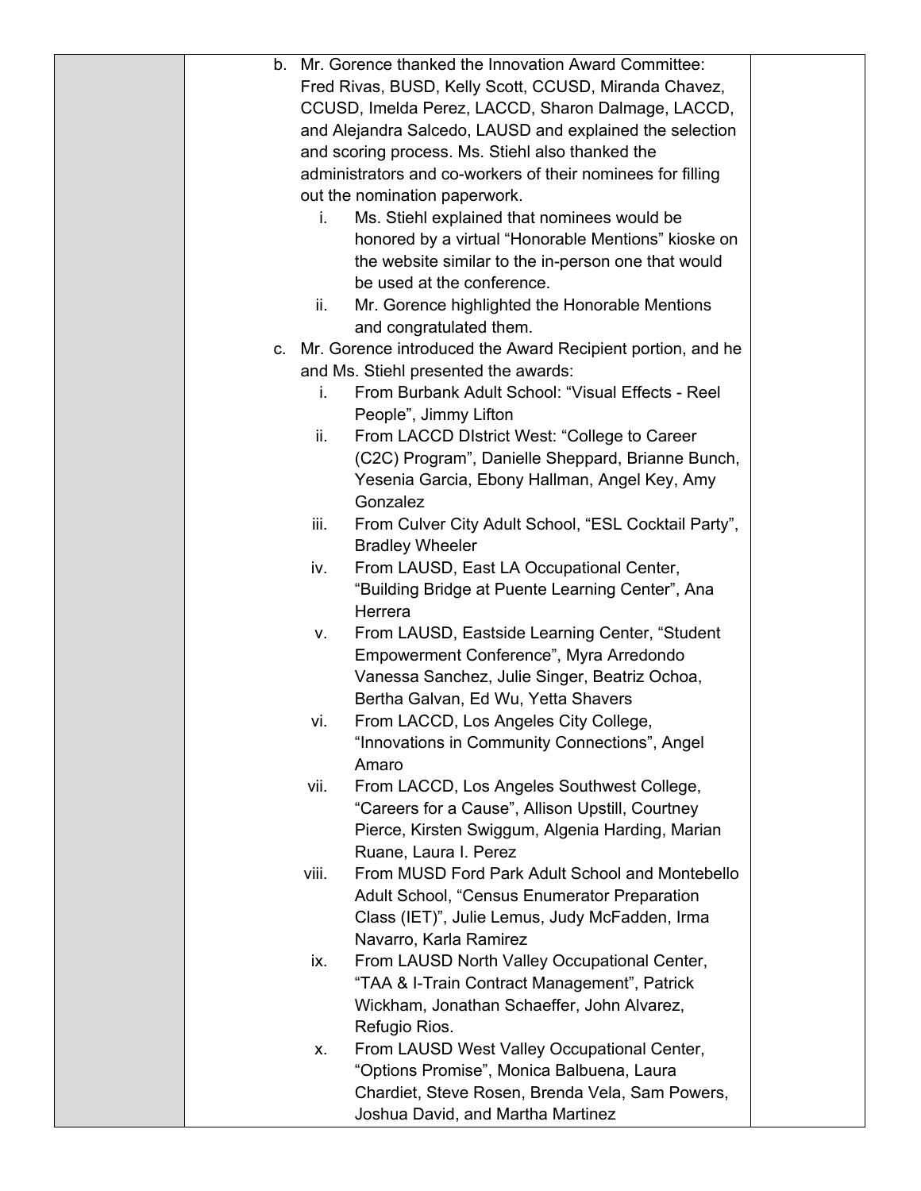| | | |
|---|---|---|
| | b. Mr. Gorence thanked the Innovation Award Committee: Fred Rivas, BUSD, Kelly Scott, CCUSD, Miranda Chavez, CCUSD, Imelda Perez, LACCD, Sharon Dalmage, LACCD, and Alejandra Salcedo, LAUSD and explained the selection and scoring process. Ms. Stiehl also thanked the administrators and co-workers of their nominees for filling out the nomination paperwork.<br>i. Ms. Stiehl explained that nominees would be honored by a virtual "Honorable Mentions" kioske on the website similar to the in-person one that would be used at the conference.<br>ii. Mr. Gorence highlighted the Honorable Mentions and congratulated them.<br>c. Mr. Gorence introduced the Award Recipient portion, and he and Ms. Stiehl presented the awards:<br>i. From Burbank Adult School: "Visual Effects - Reel People", Jimmy Lifton<br>ii. From LACCD DIstrict West: "College to Career (C2C) Program", Danielle Sheppard, Brianne Bunch, Yesenia Garcia, Ebony Hallman, Angel Key, Amy Gonzalez<br>iii. From Culver City Adult School, "ESL Cocktail Party", Bradley Wheeler<br>iv. From LAUSD, East LA Occupational Center, "Building Bridge at Puente Learning Center", Ana Herrera<br>v. From LAUSD, Eastside Learning Center, "Student Empowerment Conference", Myra Arredondo Vanessa Sanchez, Julie Singer, Beatriz Ochoa, Bertha Galvan, Ed Wu, Yetta Shavers<br>vi. From LACCD, Los Angeles City College, "Innovations in Community Connections", Angel Amaro<br>vii. From LACCD, Los Angeles Southwest College, "Careers for a Cause", Allison Upstill, Courtney Pierce, Kirsten Swiggum, Algenia Harding, Marian Ruane, Laura I. Perez<br>viii. From MUSD Ford Park Adult School and Montebello Adult School, "Census Enumerator Preparation Class (IET)", Julie Lemus, Judy McFadden, Irma Navarro, Karla Ramirez<br>ix. From LAUSD North Valley Occupational Center, "TAA & I-Train Contract Management", Patrick Wickham, Jonathan Schaeffer, John Alvarez, Refugio Rios.<br>x. From LAUSD West Valley Occupational Center, "Options Promise", Monica Balbuena, Laura Chardiet, Steve Rosen, Brenda Vela, Sam Powers, Joshua David, and Martha Martinez | |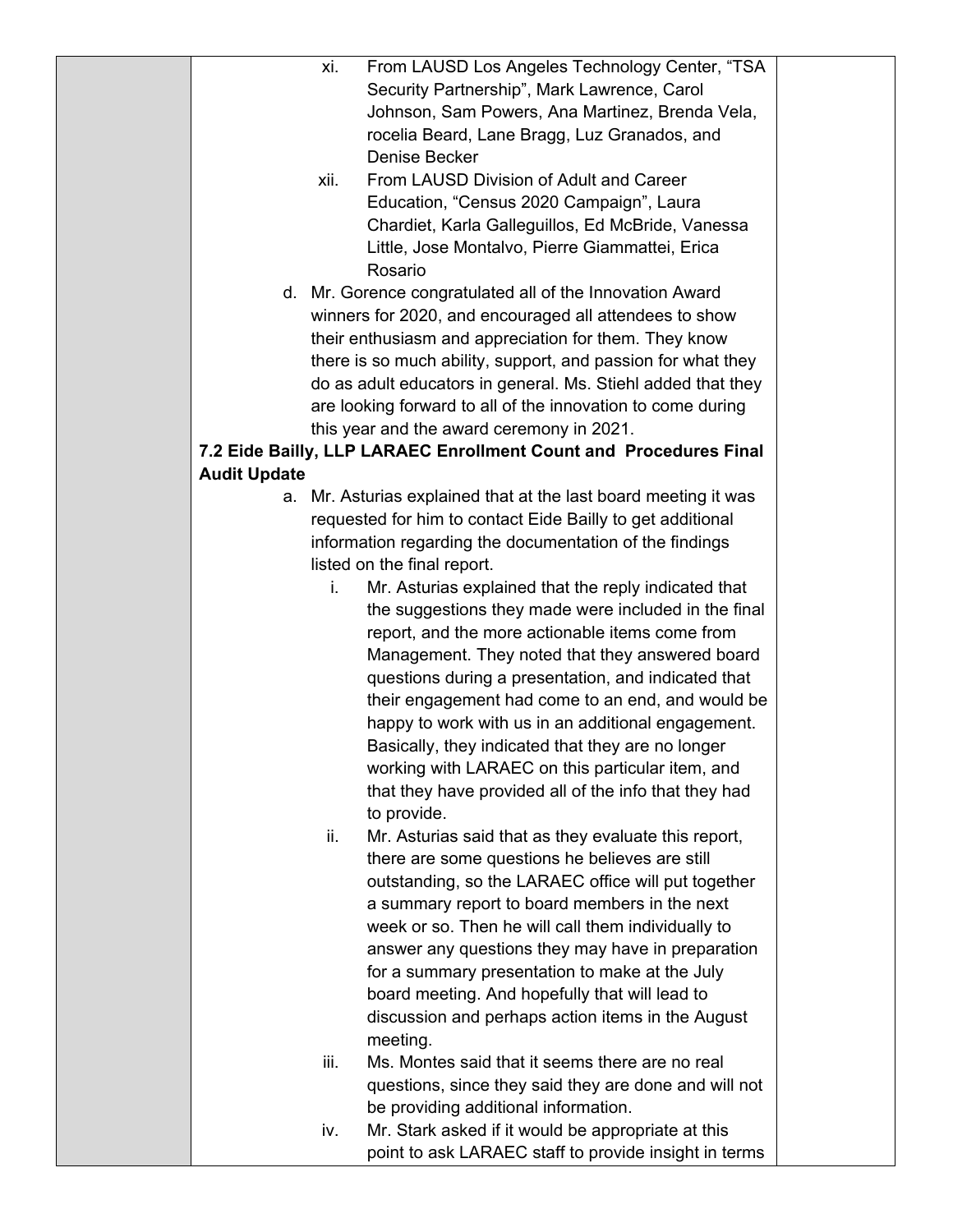xi. From LAUSD Los Angeles Technology Center, "TSA Security Partnership", Mark Lawrence, Carol Johnson, Sam Powers, Ana Martinez, Brenda Vela, rocelia Beard, Lane Bragg, Luz Granados, and Denise Becker

xii. From LAUSD Division of Adult and Career Education, "Census 2020 Campaign", Laura Chardiet, Karla Galleguillos, Ed McBride, Vanessa Little, Jose Montalvo, Pierre Giammattei, Erica Rosario

d. Mr. Gorence congratulated all of the Innovation Award winners for 2020, and encouraged all attendees to show their enthusiasm and appreciation for them. They know there is so much ability, support, and passion for what they do as adult educators in general. Ms. Stiehl added that they are looking forward to all of the innovation to come during this year and the award ceremony in 2021.

**7.2 Eide Bailly, LLP LARAEC Enrollment Count and Procedures Final Audit Update**

a. Mr. Asturias explained that at the last board meeting it was requested for him to contact Eide Bailly to get additional information regarding the documentation of the findings listed on the final report.

i. Mr. Asturias explained that the reply indicated that the suggestions they made were included in the final report, and the more actionable items come from Management. They noted that they answered board questions during a presentation, and indicated that their engagement had come to an end, and would be happy to work with us in an additional engagement. Basically, they indicated that they are no longer working with LARAEC on this particular item, and that they have provided all of the info that they had to provide.

ii. Mr. Asturias said that as they evaluate this report, there are some questions he believes are still outstanding, so the LARAEC office will put together a summary report to board members in the next week or so. Then he will call them individually to answer any questions they may have in preparation for a summary presentation to make at the July board meeting. And hopefully that will lead to discussion and perhaps action items in the August meeting.

iii. Ms. Montes said that it seems there are no real questions, since they said they are done and will not be providing additional information.

iv. Mr. Stark asked if it would be appropriate at this point to ask LARAEC staff to provide insight in terms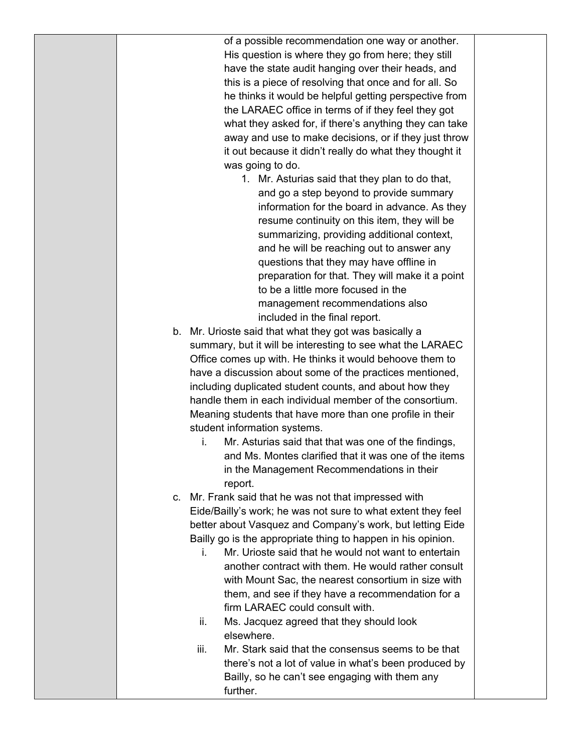of a possible recommendation one way or another. His question is where they go from here; they still have the state audit hanging over their heads, and this is a piece of resolving that once and for all. So he thinks it would be helpful getting perspective from the LARAEC office in terms of if they feel they got what they asked for, if there's anything they can take away and use to make decisions, or if they just throw it out because it didn't really do what they thought it was going to do.

1. Mr. Asturias said that they plan to do that, and go a step beyond to provide summary information for the board in advance. As they resume continuity on this item, they will be summarizing, providing additional context, and he will be reaching out to answer any questions that they may have offline in preparation for that. They will make it a point to be a little more focused in the management recommendations also included in the final report.

b. Mr. Urioste said that what they got was basically a summary, but it will be interesting to see what the LARAEC Office comes up with. He thinks it would behoove them to have a discussion about some of the practices mentioned, including duplicated student counts, and about how they handle them in each individual member of the consortium. Meaning students that have more than one profile in their student information systems.
   i. Mr. Asturias said that that was one of the findings, and Ms. Montes clarified that it was one of the items in the Management Recommendations in their report.

c. Mr. Frank said that he was not that impressed with Eide/Bailly's work; he was not sure to what extent they feel better about Vasquez and Company's work, but letting Eide Bailly go is the appropriate thing to happen in his opinion.
   i. Mr. Urioste said that he would not want to entertain another contract with them. He would rather consult with Mount Sac, the nearest consortium in size with them, and see if they have a recommendation for a firm LARAEC could consult with.
   ii. Ms. Jacquez agreed that they should look elsewhere.
   iii. Mr. Stark said that the consensus seems to be that there's not a lot of value in what's been produced by Bailly, so he can't see engaging with them any further.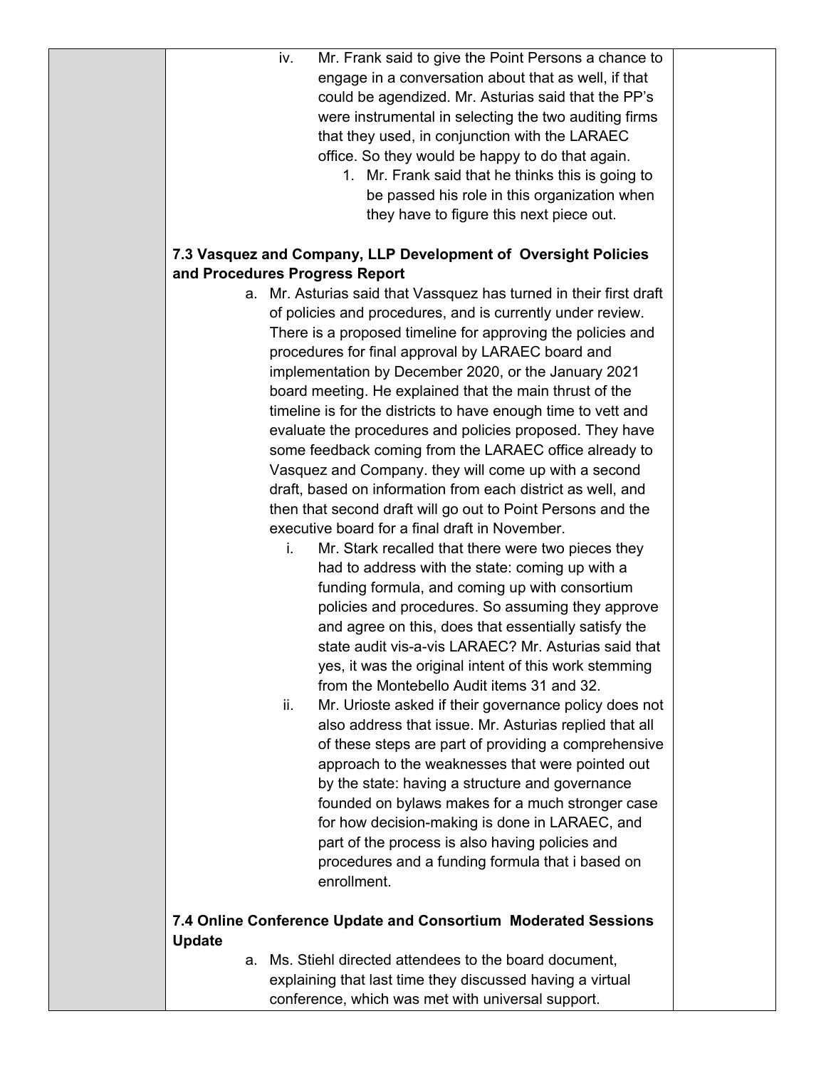iv. Mr. Frank said to give the Point Persons a chance to engage in a conversation about that as well, if that could be agendized. Mr. Asturias said that the PP's were instrumental in selecting the two auditing firms that they used, in conjunction with the LARAEC office. So they would be happy to do that again.

1. Mr. Frank said that he thinks this is going to be passed his role in this organization when they have to figure this next piece out.

**7.3 Vasquez and Company, LLP Development of Oversight Policies and Procedures Progress Report**

a. Mr. Asturias said that Vassquez has turned in their first draft of policies and procedures, and is currently under review. There is a proposed timeline for approving the policies and procedures for final approval by LARAEC board and implementation by December 2020, or the January 2021 board meeting. He explained that the main thrust of the timeline is for the districts to have enough time to vett and evaluate the procedures and policies proposed. They have some feedback coming from the LARAEC office already to Vasquez and Company. they will come up with a second draft, based on information from each district as well, and then that second draft will go out to Point Persons and the executive board for a final draft in November.

   i. Mr. Stark recalled that there were two pieces they had to address with the state: coming up with a funding formula, and coming up with consortium policies and procedures. So assuming they approve and agree on this, does that essentially satisfy the state audit vis-a-vis LARAEC? Mr. Asturias said that yes, it was the original intent of this work stemming from the Montebello Audit items 31 and 32.

   ii. Mr. Urioste asked if their governance policy does not also address that issue. Mr. Asturias replied that all of these steps are part of providing a comprehensive approach to the weaknesses that were pointed out by the state: having a structure and governance founded on bylaws makes for a much stronger case for how decision-making is done in LARAEC, and part of the process is also having policies and procedures and a funding formula that i based on enrollment.

**7.4 Online Conference Update and Consortium Moderated Sessions Update**

a. Ms. Stiehl directed attendees to the board document, explaining that last time they discussed having a virtual conference, which was met with universal support.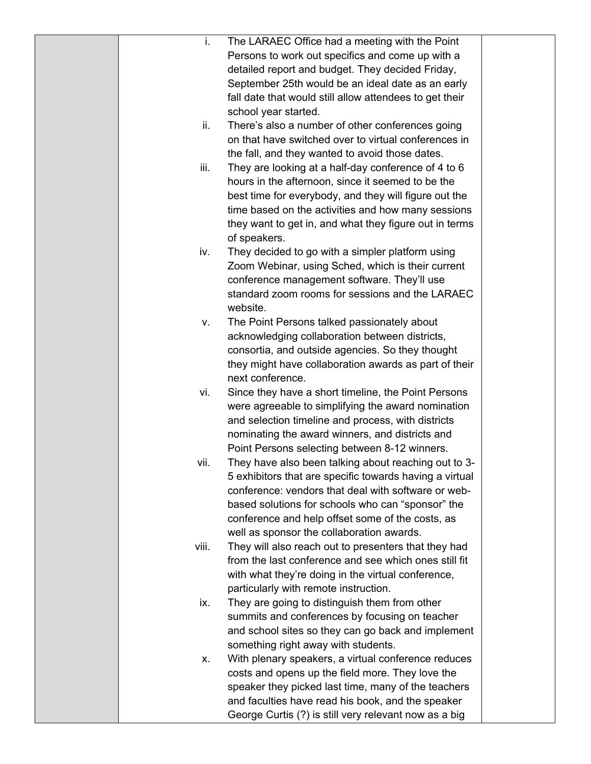| | | |
|---|---|---|
| | i. The LARAEC Office had a meeting with the Point Persons to work out specifics and come up with a detailed report and budget. They decided Friday, September 25th would be an ideal date as an early fall date that would still allow attendees to get their school year started.<br>ii. There's also a number of other conferences going on that have switched over to virtual conferences in the fall, and they wanted to avoid those dates.<br>iii. They are looking at a half-day conference of 4 to 6 hours in the afternoon, since it seemed to be the best time for everybody, and they will figure out the time based on the activities and how many sessions they want to get in, and what they figure out in terms of speakers.<br>iv. They decided to go with a simpler platform using Zoom Webinar, using Sched, which is their current conference management software. They'll use standard zoom rooms for sessions and the LARAEC website.<br>v. The Point Persons talked passionately about acknowledging collaboration between districts, consortia, and outside agencies. So they thought they might have collaboration awards as part of their next conference.<br>vi. Since they have a short timeline, the Point Persons were agreeable to simplifying the award nomination and selection timeline and process, with districts nominating the award winners, and districts and Point Persons selecting between 8-12 winners.<br>vii. They have also been talking about reaching out to 3-5 exhibitors that are specific towards having a virtual conference: vendors that deal with software or web-based solutions for schools who can "sponsor" the conference and help offset some of the costs, as well as sponsor the collaboration awards.<br>viii. They will also reach out to presenters that they had from the last conference and see which ones still fit with what they're doing in the virtual conference, particularly with remote instruction.<br>ix. They are going to distinguish them from other summits and conferences by focusing on teacher and school sites so they can go back and implement something right away with students.<br>x. With plenary speakers, a virtual conference reduces costs and opens up the field more. They love the speaker they picked last time, many of the teachers and faculties have read his book, and the speaker George Curtis (?) is still very relevant now as a big | |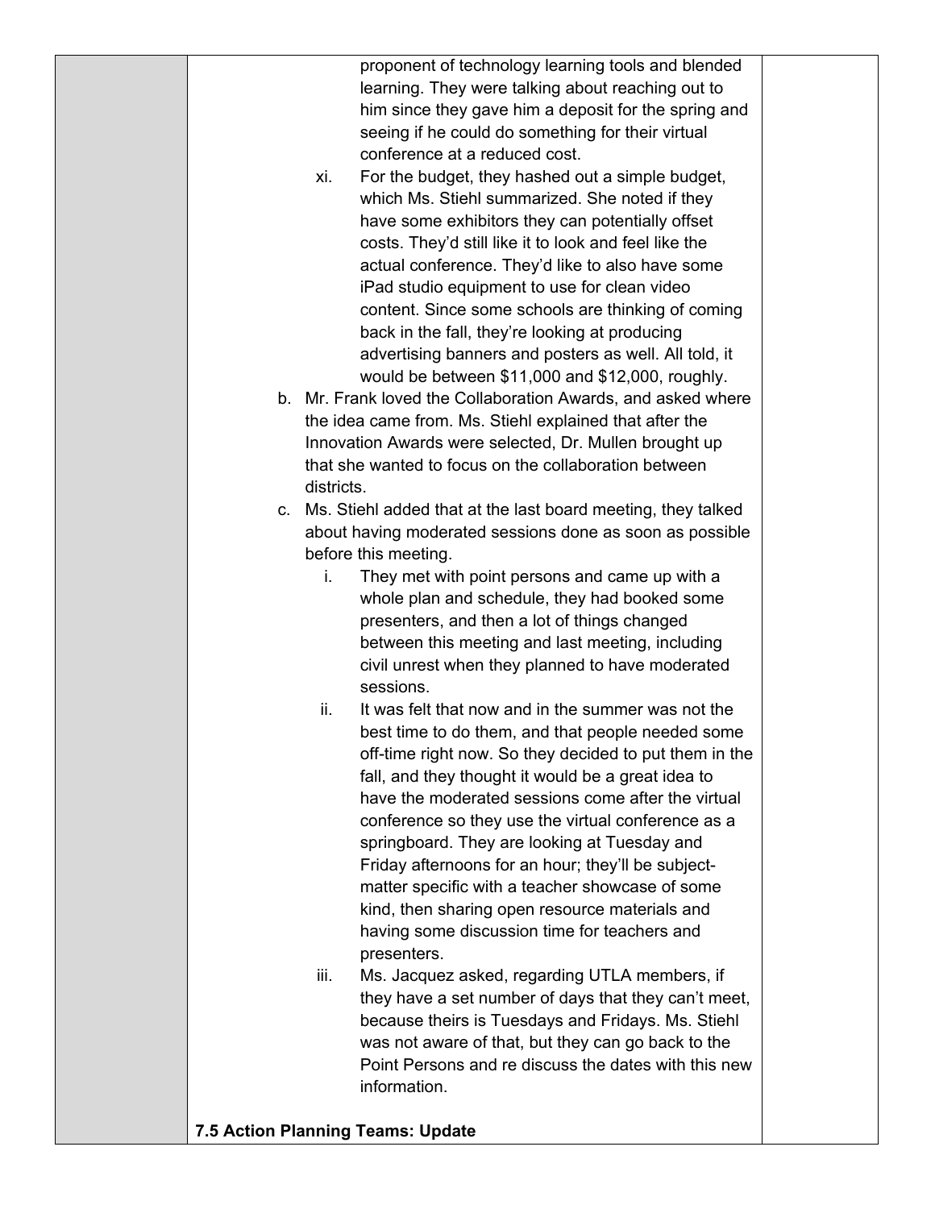proponent of technology learning tools and blended learning. They were talking about reaching out to him since they gave him a deposit for the spring and seeing if he could do something for their virtual conference at a reduced cost.

xi. For the budget, they hashed out a simple budget, which Ms. Stiehl summarized. She noted if they have some exhibitors they can potentially offset costs. They'd still like it to look and feel like the actual conference. They'd like to also have some iPad studio equipment to use for clean video content. Since some schools are thinking of coming back in the fall, they're looking at producing advertising banners and posters as well. All told, it would be between $11,000 and $12,000, roughly.

b. Mr. Frank loved the Collaboration Awards, and asked where the idea came from. Ms. Stiehl explained that after the Innovation Awards were selected, Dr. Mullen brought up that she wanted to focus on the collaboration between districts.

c. Ms. Stiehl added that at the last board meeting, they talked about having moderated sessions done as soon as possible before this meeting.

   i. They met with point persons and came up with a whole plan and schedule, they had booked some presenters, and then a lot of things changed between this meeting and last meeting, including civil unrest when they planned to have moderated sessions.

   ii. It was felt that now and in the summer was not the best time to do them, and that people needed some off-time right now. So they decided to put them in the fall, and they thought it would be a great idea to have the moderated sessions come after the virtual conference so they use the virtual conference as a springboard. They are looking at Tuesday and Friday afternoons for an hour; they'll be subject-matter specific with a teacher showcase of some kind, then sharing open resource materials and having some discussion time for teachers and presenters.

   iii. Ms. Jacquez asked, regarding UTLA members, if they have a set number of days that they can't meet, because theirs is Tuesdays and Fridays. Ms. Stiehl was not aware of that, but they can go back to the Point Persons and re discuss the dates with this new information.

**7.5 Action Planning Teams: Update**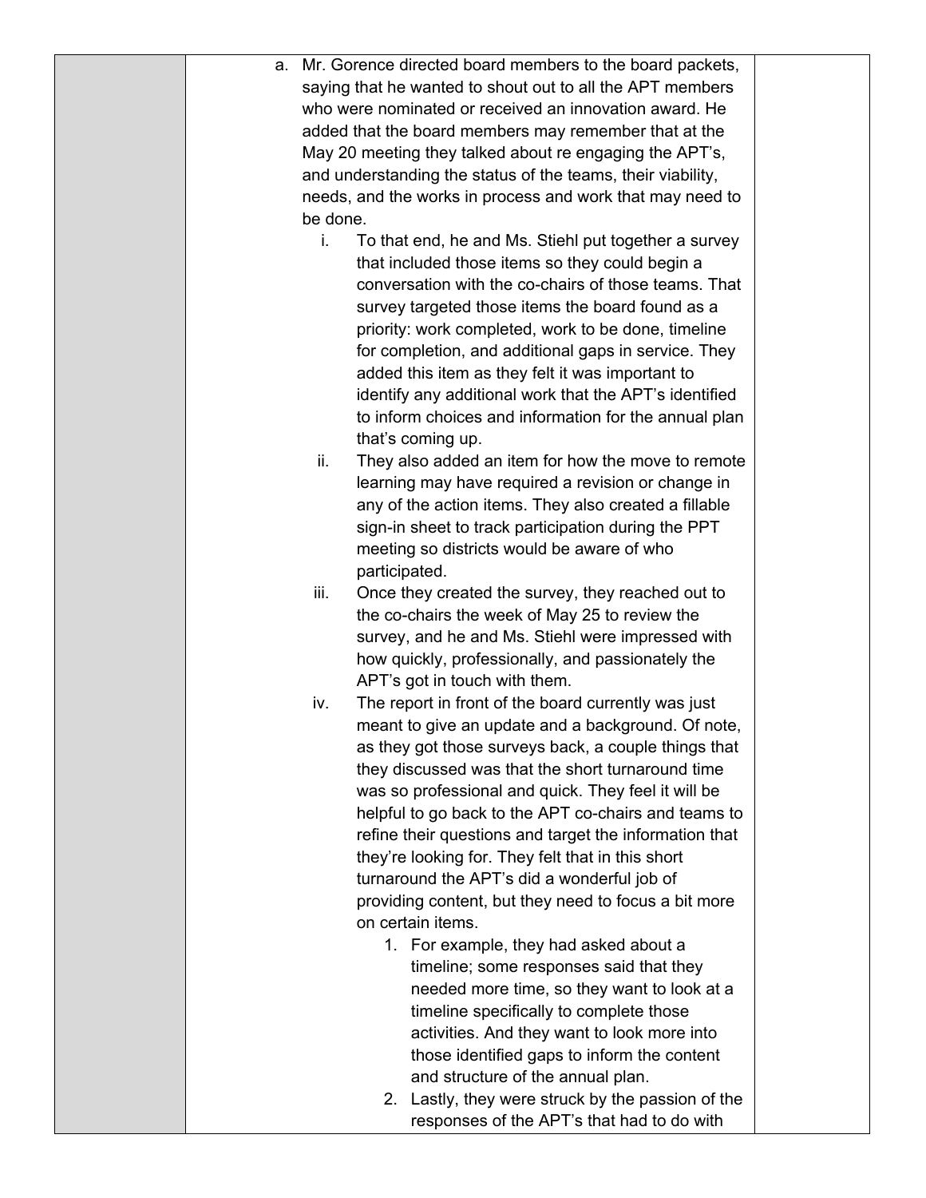a. Mr. Gorence directed board members to the board packets, saying that he wanted to shout out to all the APT members who were nominated or received an innovation award. He added that the board members may remember that at the May 20 meeting they talked about re engaging the APT's, and understanding the status of the teams, their viability, needs, and the works in process and work that may need to be done.

    i. To that end, he and Ms. Stiehl put together a survey that included those items so they could begin a conversation with the co-chairs of those teams. That survey targeted those items the board found as a priority: work completed, work to be done, timeline for completion, and additional gaps in service. They added this item as they felt it was important to identify any additional work that the APT's identified to inform choices and information for the annual plan that's coming up.

    ii. They also added an item for how the move to remote learning may have required a revision or change in any of the action items. They also created a fillable sign-in sheet to track participation during the PPT meeting so districts would be aware of who participated.

    iii. Once they created the survey, they reached out to the co-chairs the week of May 25 to review the survey, and he and Ms. Stiehl were impressed with how quickly, professionally, and passionately the APT's got in touch with them.

    iv. The report in front of the board currently was just meant to give an update and a background. Of note, as they got those surveys back, a couple things that they discussed was that the short turnaround time was so professional and quick. They feel it will be helpful to go back to the APT co-chairs and teams to refine their questions and target the information that they're looking for. They felt that in this short turnaround the APT's did a wonderful job of providing content, but they need to focus a bit more on certain items.

        1. For example, they had asked about a timeline; some responses said that they needed more time, so they want to look at a timeline specifically to complete those activities. And they want to look more into those identified gaps to inform the content and structure of the annual plan.
        2. Lastly, they were struck by the passion of the responses of the APT's that had to do with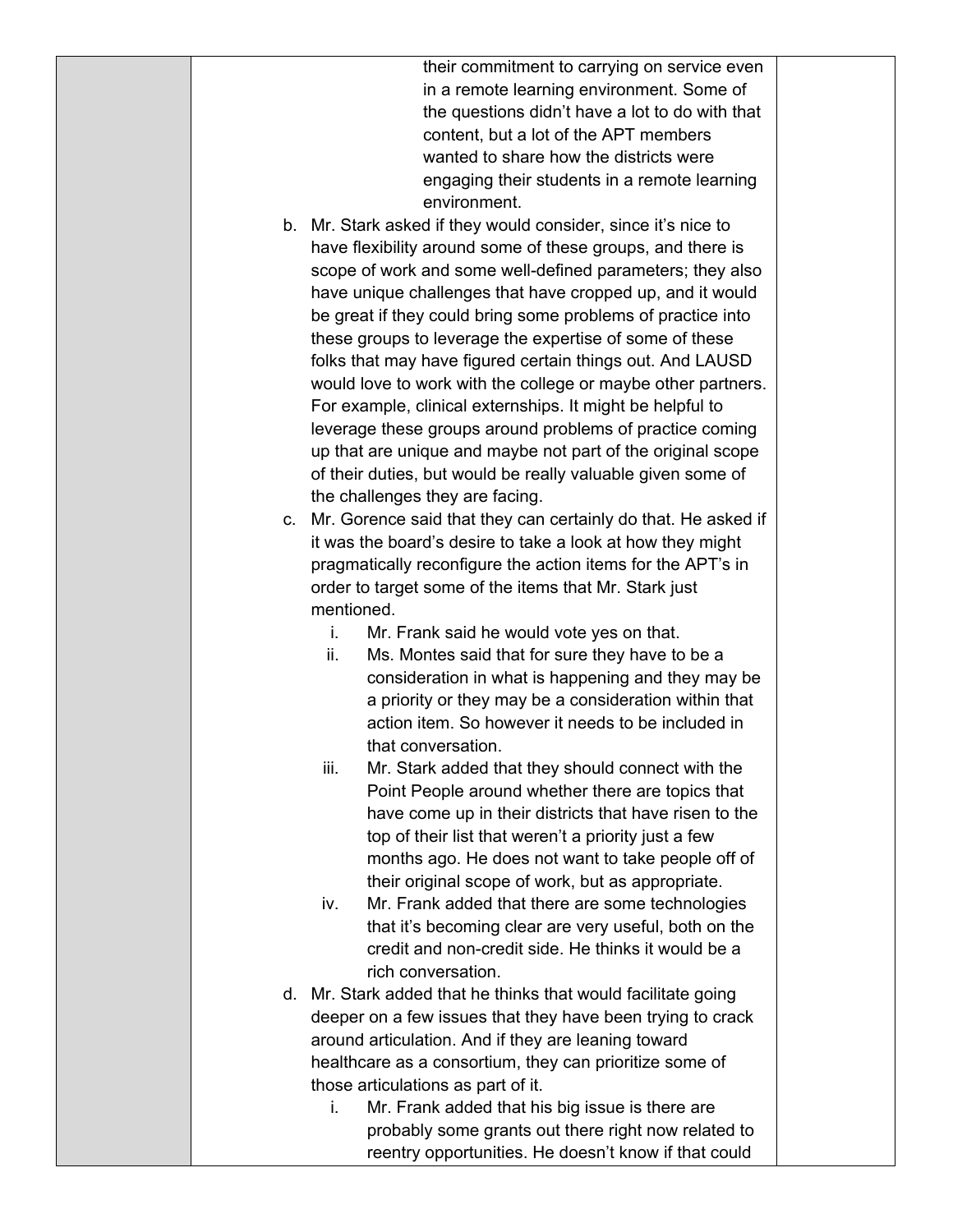their commitment to carrying on service even in a remote learning environment. Some of the questions didn't have a lot to do with that content, but a lot of the APT members wanted to share how the districts were engaging their students in a remote learning environment.

b. Mr. Stark asked if they would consider, since it's nice to have flexibility around some of these groups, and there is scope of work and some well-defined parameters; they also have unique challenges that have cropped up, and it would be great if they could bring some problems of practice into these groups to leverage the expertise of some of these folks that may have figured certain things out. And LAUSD would love to work with the college or maybe other partners. For example, clinical externships. It might be helpful to leverage these groups around problems of practice coming up that are unique and maybe not part of the original scope of their duties, but would be really valuable given some of the challenges they are facing.

c. Mr. Gorence said that they can certainly do that. He asked if it was the board's desire to take a look at how they might pragmatically reconfigure the action items for the APT's in order to target some of the items that Mr. Stark just mentioned.

   i. Mr. Frank said he would vote yes on that.

   ii. Ms. Montes said that for sure they have to be a consideration in what is happening and they may be a priority or they may be a consideration within that action item. So however it needs to be included in that conversation.

   iii. Mr. Stark added that they should connect with the Point People around whether there are topics that have come up in their districts that have risen to the top of their list that weren't a priority just a few months ago. He does not want to take people off of their original scope of work, but as appropriate.

   iv. Mr. Frank added that there are some technologies that it's becoming clear are very useful, both on the credit and non-credit side. He thinks it would be a rich conversation.

d. Mr. Stark added that he thinks that would facilitate going deeper on a few issues that they have been trying to crack around articulation. And if they are leaning toward healthcare as a consortium, they can prioritize some of those articulations as part of it.

   i. Mr. Frank added that his big issue is there are probably some grants out there right now related to reentry opportunities. He doesn't know if that could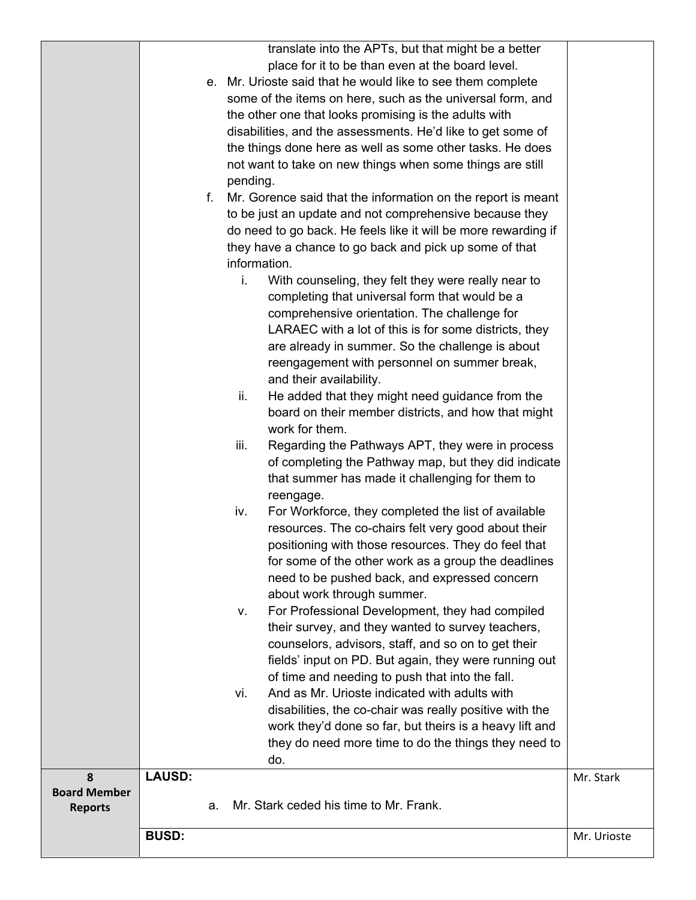| | | |
|---|---|---|
| | translate into the APTs, but that might be a better place for it to be than even at the board level.<br>e. Mr. Urioste said that he would like to see them complete some of the items on here, such as the universal form, and the other one that looks promising is the adults with disabilities, and the assessments. He'd like to get some of the things done here as well as some other tasks. He does not want to take on new things when some things are still pending.<br>f. Mr. Gorence said that the information on the report is meant to be just an update and not comprehensive because they do need to go back. He feels like it will be more rewarding if they have a chance to go back and pick up some of that information.<br>i. With counseling, they felt they were really near to completing that universal form that would be a comprehensive orientation. The challenge for LARAEC with a lot of this is for some districts, they are already in summer. So the challenge is about reengagement with personnel on summer break, and their availability.<br>ii. He added that they might need guidance from the board on their member districts, and how that might work for them.<br>iii. Regarding the Pathways APT, they were in process of completing the Pathway map, but they did indicate that summer has made it challenging for them to reengage.<br>iv. For Workforce, they completed the list of available resources. The co-chairs felt very good about their positioning with those resources. They do feel that for some of the other work as a group the deadlines need to be pushed back, and expressed concern about work through summer.<br>v. For Professional Development, they had compiled their survey, and they wanted to survey teachers, counselors, advisors, staff, and so on to get their fields' input on PD. But again, they were running out of time and needing to push that into the fall.<br>vi. And as Mr. Urioste indicated with adults with disabilities, the co-chair was really positive with the work they'd done so far, but theirs is a heavy lift and they do need more time to do the things they need to do. | |
| **8 Board Member Reports** | **LAUSD:**<br>a. Mr. Stark ceded his time to Mr. Frank. | Mr. Stark |
| | **BUSD:** | Mr. Urioste |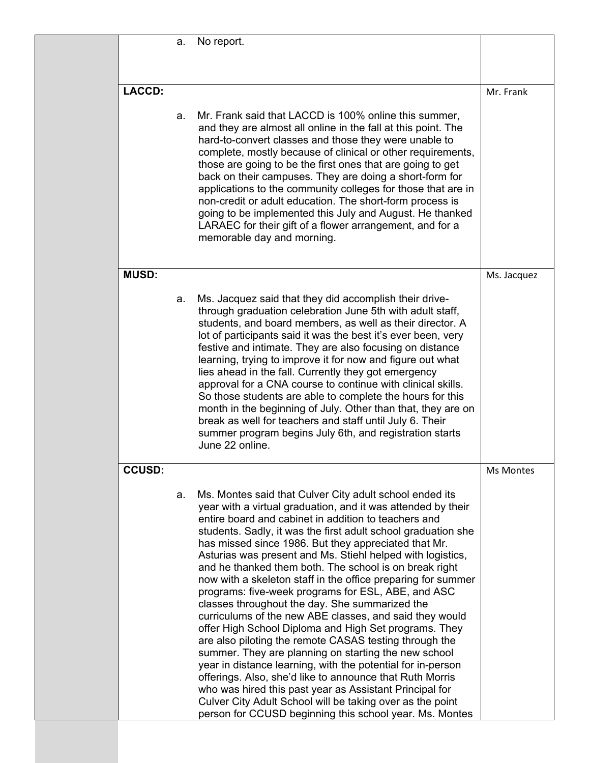| | | |
|---|---|---|
| | a. No report. | |
| | **LACCD:**<br><br>a. Mr. Frank said that LACCD is 100% online this summer, and they are almost all online in the fall at this point. The hard-to-convert classes and those they were unable to complete, mostly because of clinical or other requirements, those are going to be the first ones that are going to get back on their campuses. They are doing a short-form for applications to the community colleges for those that are in non-credit or adult education. The short-form process is going to be implemented this July and August. He thanked LARAEC for their gift of a flower arrangement, and for a memorable day and morning. | Mr. Frank |
| | **MUSD:**<br><br>a. Ms. Jacquez said that they did accomplish their drive-through graduation celebration June 5th with adult staff, students, and board members, as well as their director. A lot of participants said it was the best it's ever been, very festive and intimate. They are also focusing on distance learning, trying to improve it for now and figure out what lies ahead in the fall. Currently they got emergency approval for a CNA course to continue with clinical skills. So those students are able to complete the hours for this month in the beginning of July. Other than that, they are on break as well for teachers and staff until July 6. Their summer program begins July 6th, and registration starts June 22 online. | Ms. Jacquez |
| | **CCUSD:**<br><br>a. Ms. Montes said that Culver City adult school ended its year with a virtual graduation, and it was attended by their entire board and cabinet in addition to teachers and students. Sadly, it was the first adult school graduation she has missed since 1986. But they appreciated that Mr. Asturias was present and Ms. Stiehl helped with logistics, and he thanked them both. The school is on break right now with a skeleton staff in the office preparing for summer programs: five-week programs for ESL, ABE, and ASC classes throughout the day. She summarized the curriculums of the new ABE classes, and said they would offer High School Diploma and High Set programs. They are also piloting the remote CASAS testing through the summer. They are planning on starting the new school year in distance learning, with the potential for in-person offerings. Also, she'd like to announce that Ruth Morris who was hired this past year as Assistant Principal for Culver City Adult School will be taking over as the point person for CCUSD beginning this school year. Ms. Montes | Ms Montes |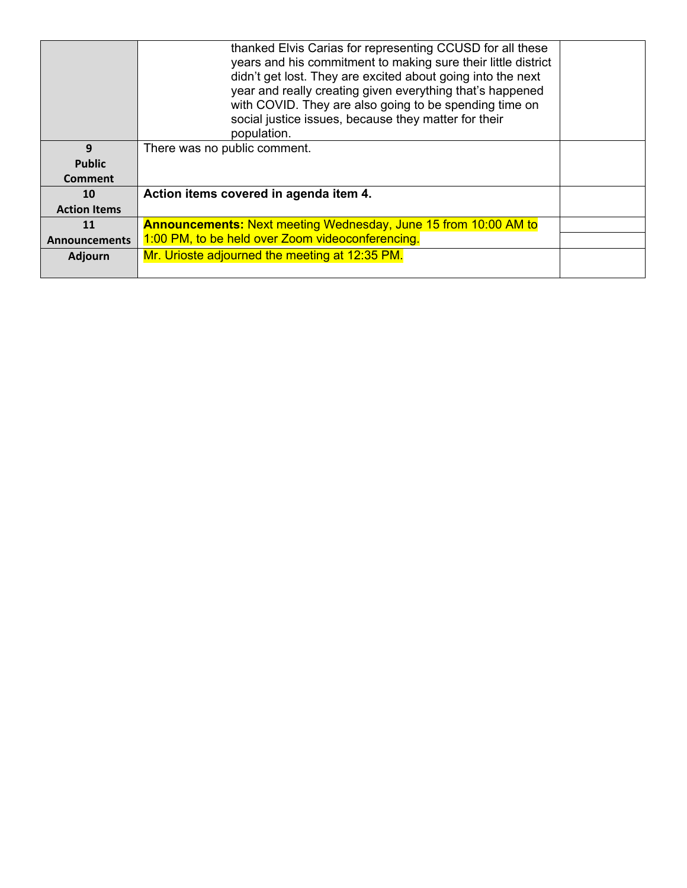| | | |
|---|---|---|
| | thanked Elvis Carias for representing CCUSD for all these years and his commitment to making sure their little district didn't get lost. They are excited about going into the next year and really creating given everything that's happened with COVID. They are also going to be spending time on social justice issues, because they matter for their population. | |
| **9 Public Comment** | There was no public comment. | |
| **10 Action Items** | **Action items covered in agenda item 4.** | |
| **11 Announcements** | **Announcements:** Next meeting Wednesday, June 15 from 10:00 AM to 1:00 PM, to be held over Zoom videoconferencing. | |
| **Adjourn** | Mr. Urioste adjourned the meeting at 12:35 PM. | |